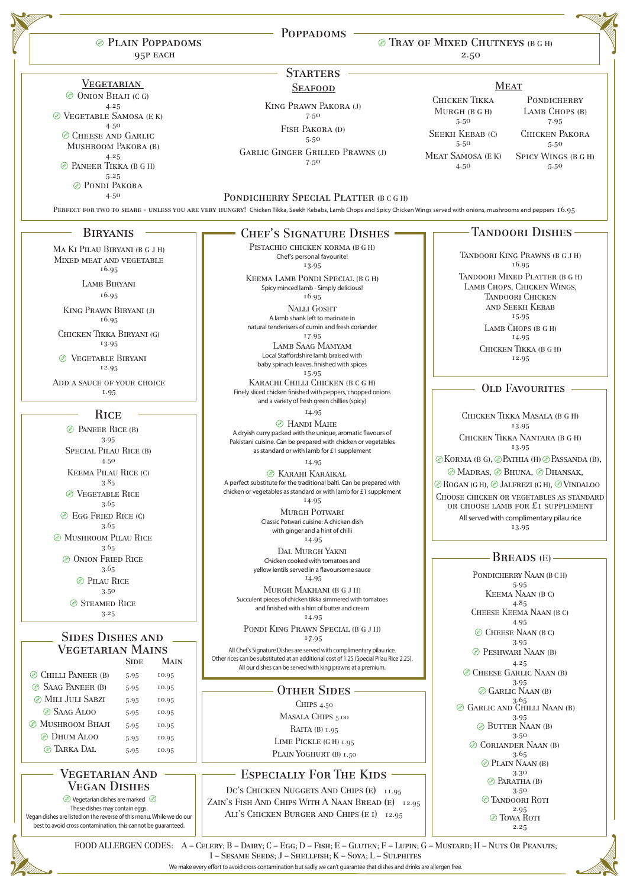## Poppadoms

⊘ Plain Poppadoms
95p each

⊘ Tray of Mixed Chutneys (B G H)
2.50

## Starters

### Vegetarian

⊘ Onion Bhaji (C G)
4.25

⊘ Vegetable Samosa (E K)
4.50

⊘ Cheese and Garlic Mushroom Pakora (B)
4.25

⊘ Paneer Tikka (B G H)
5.25

⊘ Pondi Pakora
4.50

### Seafood

King Prawn Pakora (J)
7.50

Fish Pakora (D)
5.50

Garlic Ginger Grilled Prawns (J)
7.50

### Meat

Chicken Tikka Murgh (B G H)
5.50

Seekh Kebab (C)
5.50

Meat Samosa (E K)
4.50

Pondicherry Lamb Chops (B)
7.95

Chicken Pakora
5.50

Spicy Wings (B G H)
5.50

**Pondicherry Special Platter (B C G H)**

Perfect for two to share - unless you are very hungry! Chicken Tikka, Seekh Kebabs, Lamb Chops and Spicy Chicken Wings served with onions, mushrooms and peppers 16.95

## Biryanis

Ma Ki Pilau Biryani (B G J H)
Mixed meat and vegetable
16.95

Lamb Biryani
16.95

King Prawn Biryani (J)
16.95

Chicken Tikka Biryani (G)
13.95

⊘ Vegetable Biryani
12.95

Add a sauce of your choice
1.95

## Rice

⊘ Paneer Rice (B)
3.95

Special Pilau Rice (B)
4.50

Keema Pilau Rice (C)
3.85

⊘ Vegetable Rice
3.65

⊘ Egg Fried Rice (C)
3.65

⊘ Mushroom Pilau Rice
3.65

⊘ Onion Fried Rice
3.65

⊘ Pilau Rice
3.50

⊘ Steamed Rice
3.25

## Sides Dishes and Vegetarian Mains

| | Side | Main |
|---|---|---|
| ⊘ Chilli Paneer (B) | 5.95 | 10.95 |
| ⊘ Saag Paneer (B) | 5.95 | 10.95 |
| ⊘ Mili Juli Sabzi | 5.95 | 10.95 |
| ⊘ Saag Aloo | 5.95 | 10.95 |
| ⊘ Mushroom Bhaji | 5.95 | 10.95 |
| ⊘ Dhum Aloo | 5.95 | 10.95 |
| ⊘ Tarka Dal | 5.95 | 10.95 |

## Vegetarian And Vegan Dishes

⊘ Vegetarian dishes are marked ⊘
These dishes may contain eggs.
Vegan dishes are listed on the reverse of this menu. While we do our best to avoid cross contamination, this cannot be guaranteed.

## Chef's Signature Dishes

Pistachio Chicken Korma (B G H)
Chef's personal favourite!
13.95

Keema Lamb Pondi Special (B G H)
Spicy minced lamb - Simply delicious!
16.95

Nalli Gosht
A lamb shank left to marinate in natural tenderisers of cumin and fresh coriander
17.95

Lamb Saag Mamyam
Local Staffordshire lamb braised with baby spinach leaves, finished with spices
15.95

Karachi Chilli Chicken (B C G H)
Finely sliced chicken finished with peppers, chopped onions and a variety of fresh green chillies (spicy)
14.95

⊘ Handi Mahe
A dryish curry packed with the unique, aromatic flavours of Pakistani cuisine. Can be prepared with chicken or vegetables as standard or with lamb for £1 supplement
14.95

⊘ Karahi Karaikal
A perfect substitute for the traditional balti. Can be prepared with chicken or vegetables as standard or with lamb for £1 supplement
14.95

Murgh Potwari
Classic Potwari cuisine: A chicken dish with ginger and a hint of chilli
14.95

Dal Murgh Yakni
Chicken cooked with tomatoes and yellow lentils served in a flavoursome sauce
14.95

Murgh Makhani (B G J H)
Succulent pieces of chicken tikka simmered with tomatoes and finished with a hint of butter and cream
14.95

Pondi King Prawn Special (B G J H)
17.95

All Chef's Signature Dishes are served with complimentary pilau rice. Other rices can be substituted at an additional cost of 1.25 (Special Pilau Rice 2.25). All our dishes can be served with king prawns at a premium.

## Other Sides

Chips 4.50

Masala Chips 5.00

Raita (B) 1.95

Lime Pickle (G H) 1.95

Plain Yoghurt (B) 1.50

## Especially For The Kids

Dc's Chicken Nuggets And Chips (E) 11.95

Zain's Fish And Chips With A Naan Bread (E) 12.95

Ali's Chicken Burger and Chips (E I) 12.95

## Tandoori Dishes

Tandoori King Prawns (B G J H)
16.95

Tandoori Mixed Platter (B G H)
Lamb Chops, Chicken Wings, Tandoori Chicken and Seekh Kebab
15.95

Lamb Chops (B G H)
14.95

Chicken Tikka (B G H)
12.95

## Old Favourites

Chicken Tikka Masala (B G H)
13.95

Chicken Tikka Nantara (B G H)
13.95

⊘ Korma (B G), ⊘ Pathia (H) ⊘ Passanda (B), ⊘ Madras, ⊘ Bhuna, ⊘ Dhansak, ⊘ Rogan (G H), ⊘ Jalfrezi (G H), ⊘ Vindaloo

Choose chicken or vegetables as standard or choose lamb for £1 supplement

All served with complimentary pilau rice
13.95

## Breads (E)

Pondicherry Naan (B C H)
5.95

Keema Naan (B C)
4.85

Cheese Keema Naan (B C)
4.95

⊘ Cheese Naan (B C)
3.95

⊘ Peshwari Naan (B)
4.25

⊘ Cheese Garlic Naan (B)
3.95

⊘ Garlic Naan (B)
3.65

⊘ Garlic and Chilli Naan (B)
3.95

⊘ Butter Naan (B)
3.50

⊘ Coriander Naan (B)
3.65

⊘ Plain Naan (B)
3.30

⊘ Paratha (B)
3.50

⊘ Tandoori Roti
2.95

⊘ Towa Roti
2.25

FOOD ALLERGEN CODES: A – Celery; B – Dairy; C – Egg; D – Fish; E – Gluten; F – Lupin; G – Mustard; H – Nuts Or Peanuts; I – Sesame Seeds; J – Shellfish; K – Soya; L – Sulphites

We make every effort to avoid cross contamination but sadly we can't guarantee that dishes and drinks are allergen free.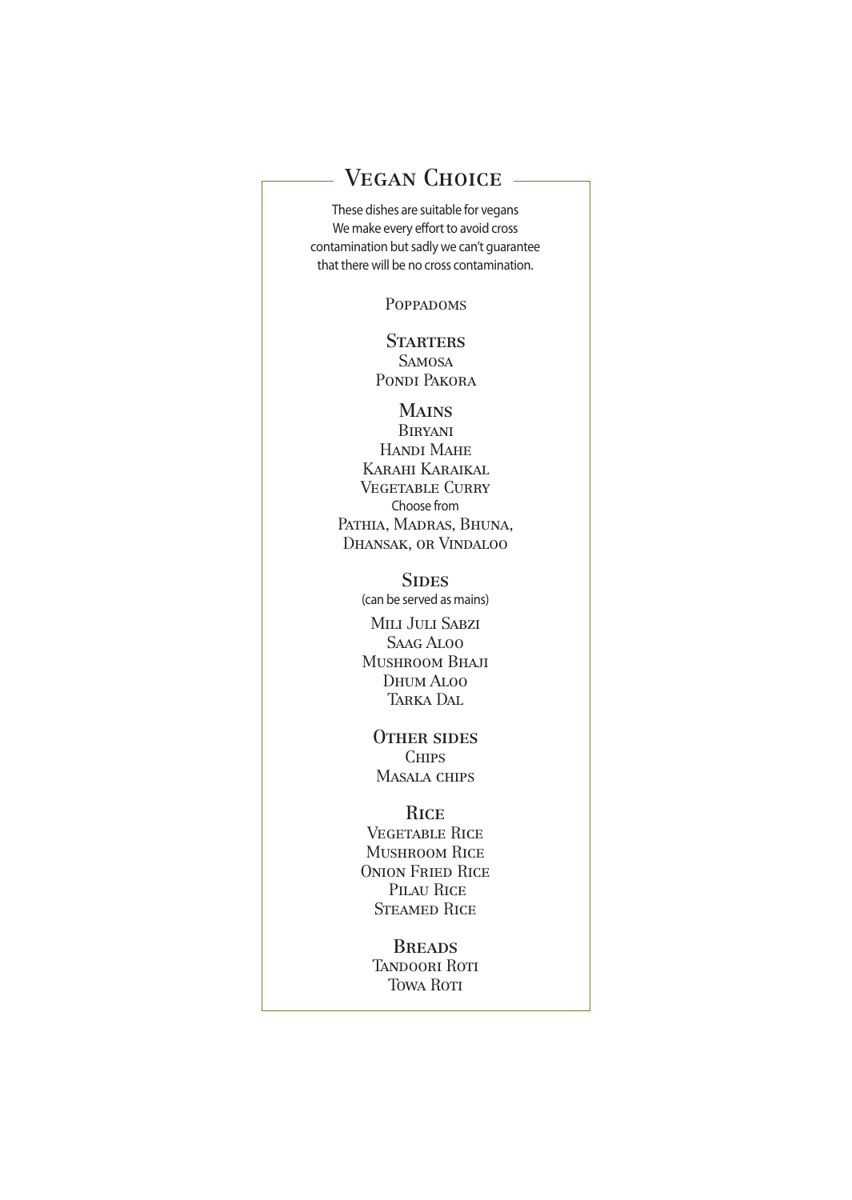# Vegan Choice

These dishes are suitable for vegans
We make every effort to avoid cross contamination but sadly we can't guarantee that there will be no cross contamination.

Poppadoms

## Starters

Samosa
Pondi Pakora

## Mains

Biryani
Handi Mahe
Karahi Karaikal
Vegetable Curry
Choose from
Pathia, Madras, Bhuna, Dhansak, or Vindaloo

## Sides

(can be served as mains)

Mili Juli Sabzi
Saag Aloo
Mushroom Bhaji
Dhum Aloo
Tarka Dal

## Other sides

Chips
Masala chips

## Rice

Vegetable Rice
Mushroom Rice
Onion Fried Rice
Pilau Rice
Steamed Rice

## Breads

Tandoori Roti
Towa Roti